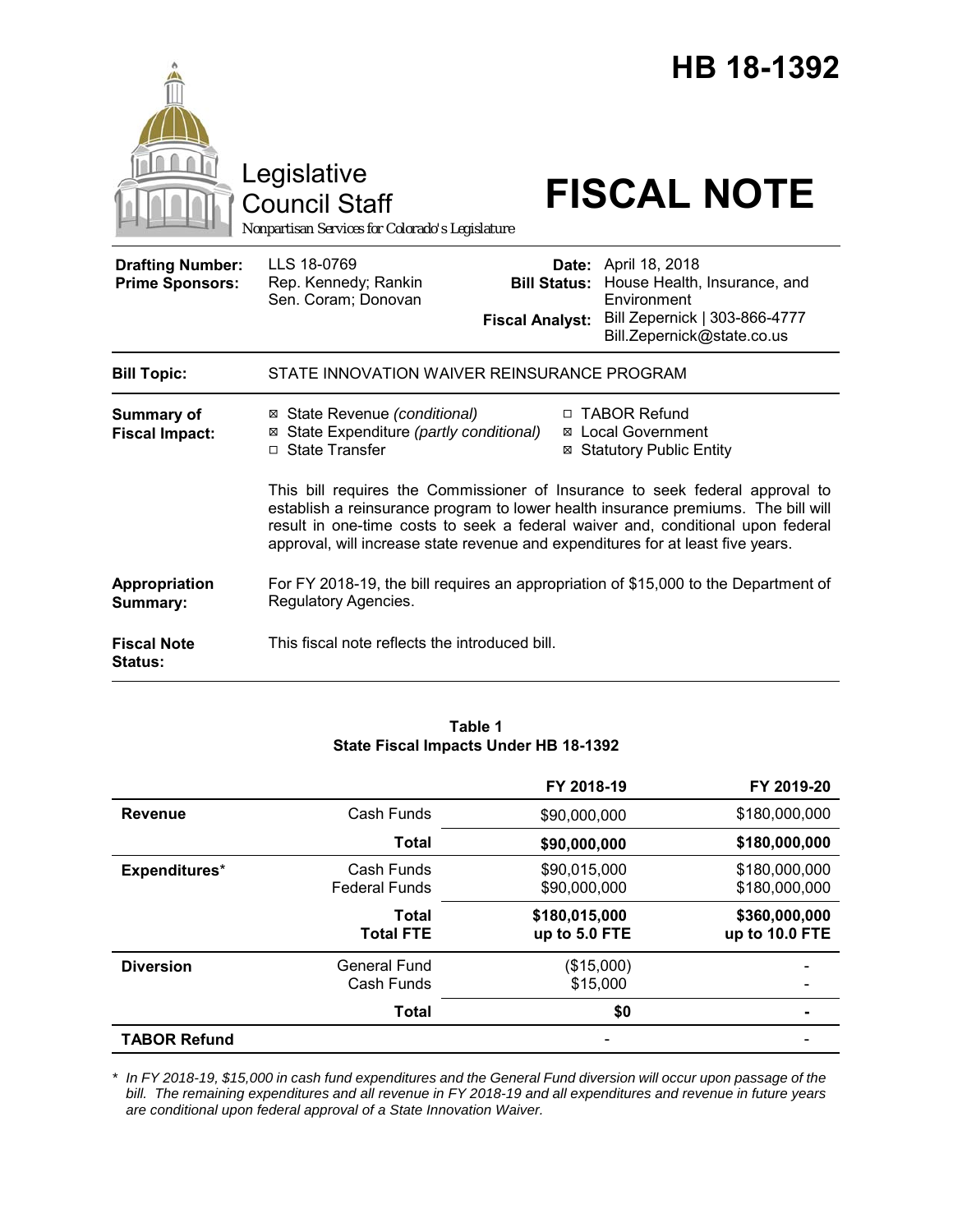# HB 18-1392

Legislative Council Staff

*Nonpartisan Services for Colorado's Legislature*

# FISCAL NOTE

| | | | |
|---|---|---|---|
| **Drafting Number:** | LLS 18-0769 | **Date:** | April 18, 2018 |
| **Prime Sponsors:** | Rep. Kennedy; Rankin<br>Sen. Coram; Donovan | **Bill Status:** | House Health, Insurance, and Environment |
| | | **Fiscal Analyst:** | Bill Zepernick \| 303-866-4777<br>Bill.Zepernick@state.co.us |

| | |
|---|---|
| **Bill Topic:** | STATE INNOVATION WAIVER REINSURANCE PROGRAM |
| **Summary of Fiscal Impact:** | ☒ State Revenue *(conditional)*<br>☒ State Expenditure *(partly conditional)*<br>☐ State Transfer<br>☐ TABOR Refund<br>☒ Local Government<br>☒ Statutory Public Entity<br><br>This bill requires the Commissioner of Insurance to seek federal approval to establish a reinsurance program to lower health insurance premiums. The bill will result in one-time costs to seek a federal waiver and, conditional upon federal approval, will increase state revenue and expenditures for at least five years. |
| **Appropriation Summary:** | For FY 2018-19, the bill requires an appropriation of $15,000 to the Department of Regulatory Agencies. |
| **Fiscal Note Status:** | This fiscal note reflects the introduced bill. |

**Table 1**
**State Fiscal Impacts Under HB 18-1392**

| | | FY 2018-19 | FY 2019-20 |
|---|---|---|---|
| **Revenue** | Cash Funds | $90,000,000 | $180,000,000 |
| | **Total** | **$90,000,000** | **$180,000,000** |
| **Expenditures*** | Cash Funds<br>Federal Funds | $90,015,000<br>$90,000,000 | $180,000,000<br>$180,000,000 |
| | **Total**<br>**Total FTE** | **$180,015,000**<br>**up to 5.0 FTE** | **$360,000,000**<br>**up to 10.0 FTE** |
| **Diversion** | General Fund<br>Cash Funds | ($15,000)<br>$15,000 | -<br>- |
| | **Total** | **$0** | **-** |
| **TABOR Refund** | | - | - |

*\* In FY 2018-19, $15,000 in cash fund expenditures and the General Fund diversion will occur upon passage of the bill. The remaining expenditures and all revenue in FY 2018-19 and all expenditures and revenue in future years are conditional upon federal approval of a State Innovation Waiver.*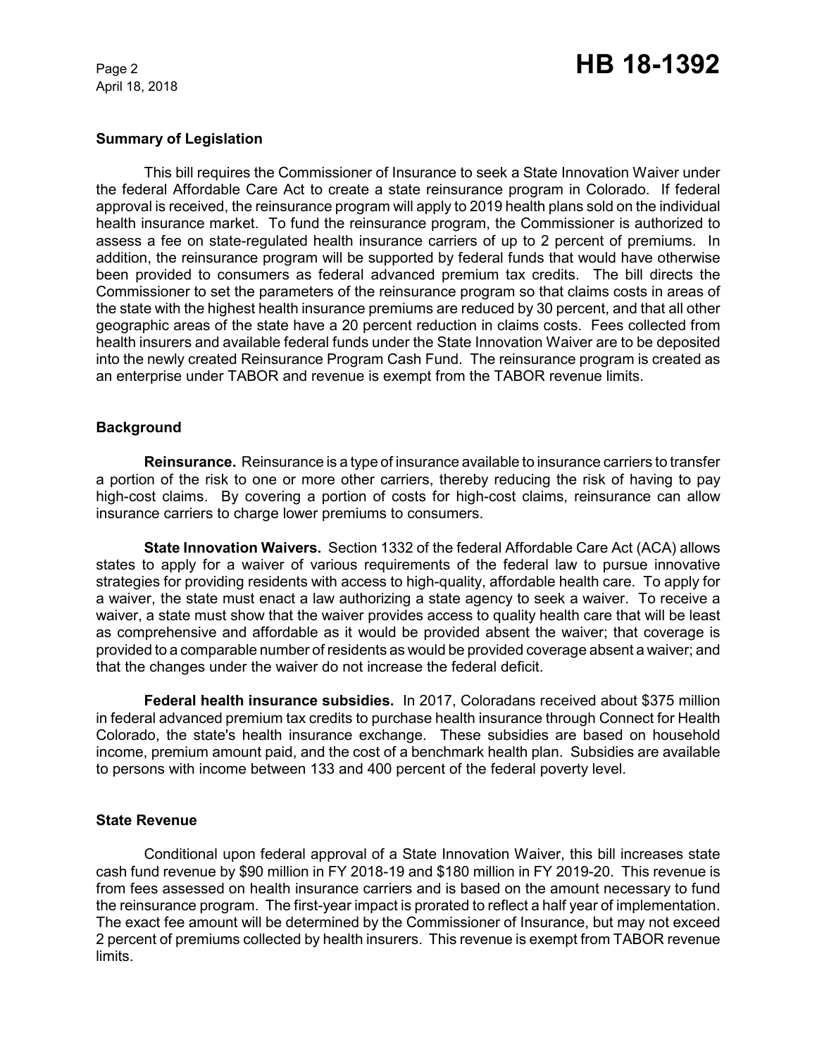## Summary of Legislation

This bill requires the Commissioner of Insurance to seek a State Innovation Waiver under the federal Affordable Care Act to create a state reinsurance program in Colorado. If federal approval is received, the reinsurance program will apply to 2019 health plans sold on the individual health insurance market. To fund the reinsurance program, the Commissioner is authorized to assess a fee on state-regulated health insurance carriers of up to 2 percent of premiums. In addition, the reinsurance program will be supported by federal funds that would have otherwise been provided to consumers as federal advanced premium tax credits. The bill directs the Commissioner to set the parameters of the reinsurance program so that claims costs in areas of the state with the highest health insurance premiums are reduced by 30 percent, and that all other geographic areas of the state have a 20 percent reduction in claims costs. Fees collected from health insurers and available federal funds under the State Innovation Waiver are to be deposited into the newly created Reinsurance Program Cash Fund. The reinsurance program is created as an enterprise under TABOR and revenue is exempt from the TABOR revenue limits.

## Background

**Reinsurance.** Reinsurance is a type of insurance available to insurance carriers to transfer a portion of the risk to one or more other carriers, thereby reducing the risk of having to pay high-cost claims. By covering a portion of costs for high-cost claims, reinsurance can allow insurance carriers to charge lower premiums to consumers.

**State Innovation Waivers.** Section 1332 of the federal Affordable Care Act (ACA) allows states to apply for a waiver of various requirements of the federal law to pursue innovative strategies for providing residents with access to high-quality, affordable health care. To apply for a waiver, the state must enact a law authorizing a state agency to seek a waiver. To receive a waiver, a state must show that the waiver provides access to quality health care that will be least as comprehensive and affordable as it would be provided absent the waiver; that coverage is provided to a comparable number of residents as would be provided coverage absent a waiver; and that the changes under the waiver do not increase the federal deficit.

**Federal health insurance subsidies.** In 2017, Coloradans received about $375 million in federal advanced premium tax credits to purchase health insurance through Connect for Health Colorado, the state's health insurance exchange. These subsidies are based on household income, premium amount paid, and the cost of a benchmark health plan. Subsidies are available to persons with income between 133 and 400 percent of the federal poverty level.

## State Revenue

Conditional upon federal approval of a State Innovation Waiver, this bill increases state cash fund revenue by $90 million in FY 2018-19 and $180 million in FY 2019-20. This revenue is from fees assessed on health insurance carriers and is based on the amount necessary to fund the reinsurance program. The first-year impact is prorated to reflect a half year of implementation. The exact fee amount will be determined by the Commissioner of Insurance, but may not exceed 2 percent of premiums collected by health insurers. This revenue is exempt from TABOR revenue limits.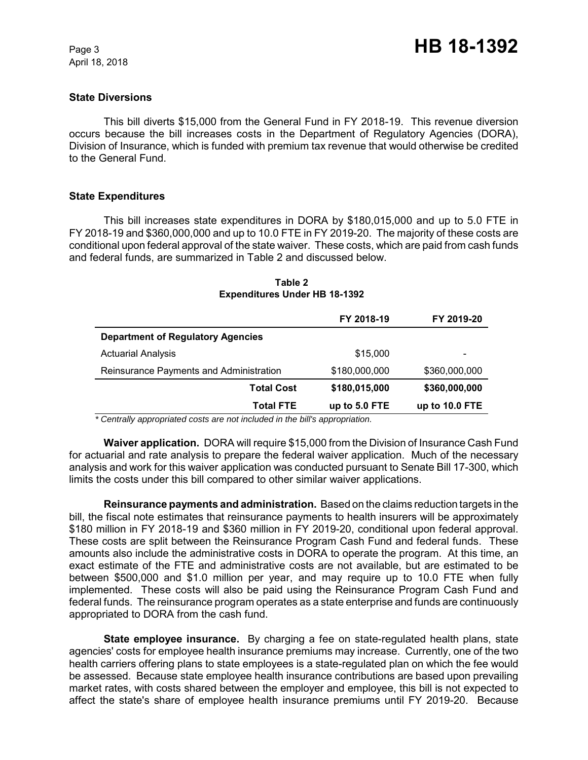### State Diversions

This bill diverts $15,000 from the General Fund in FY 2018-19. This revenue diversion occurs because the bill increases costs in the Department of Regulatory Agencies (DORA), Division of Insurance, which is funded with premium tax revenue that would otherwise be credited to the General Fund.

### State Expenditures

This bill increases state expenditures in DORA by $180,015,000 and up to 5.0 FTE in FY 2018-19 and $360,000,000 and up to 10.0 FTE in FY 2019-20. The majority of these costs are conditional upon federal approval of the state waiver. These costs, which are paid from cash funds and federal funds, are summarized in Table 2 and discussed below.

**Table 2**
**Expenditures Under HB 18-1392**

| | FY 2018-19 | FY 2019-20 |
|---|---|---|
| **Department of Regulatory Agencies** | | |
| Actuarial Analysis | $15,000 | - |
| Reinsurance Payments and Administration | $180,000,000 | $360,000,000 |
| **Total Cost** | **$180,015,000** | **$360,000,000** |
| **Total FTE** | **up to 5.0 FTE** | **up to 10.0 FTE** |

*\* Centrally appropriated costs are not included in the bill's appropriation.*

**Waiver application.** DORA will require $15,000 from the Division of Insurance Cash Fund for actuarial and rate analysis to prepare the federal waiver application. Much of the necessary analysis and work for this waiver application was conducted pursuant to Senate Bill 17-300, which limits the costs under this bill compared to other similar waiver applications.

**Reinsurance payments and administration.** Based on the claims reduction targets in the bill, the fiscal note estimates that reinsurance payments to health insurers will be approximately $180 million in FY 2018-19 and $360 million in FY 2019-20, conditional upon federal approval. These costs are split between the Reinsurance Program Cash Fund and federal funds. These amounts also include the administrative costs in DORA to operate the program. At this time, an exact estimate of the FTE and administrative costs are not available, but are estimated to be between $500,000 and $1.0 million per year, and may require up to 10.0 FTE when fully implemented. These costs will also be paid using the Reinsurance Program Cash Fund and federal funds. The reinsurance program operates as a state enterprise and funds are continuously appropriated to DORA from the cash fund.

**State employee insurance.** By charging a fee on state-regulated health plans, state agencies' costs for employee health insurance premiums may increase. Currently, one of the two health carriers offering plans to state employees is a state-regulated plan on which the fee would be assessed. Because state employee health insurance contributions are based upon prevailing market rates, with costs shared between the employer and employee, this bill is not expected to affect the state's share of employee health insurance premiums until FY 2019-20. Because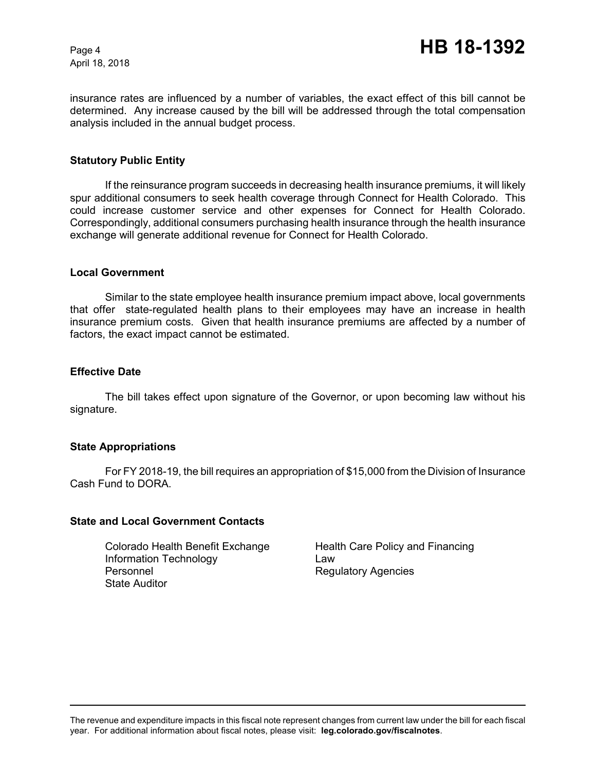insurance rates are influenced by a number of variables, the exact effect of this bill cannot be determined. Any increase caused by the bill will be addressed through the total compensation analysis included in the annual budget process.

### Statutory Public Entity

If the reinsurance program succeeds in decreasing health insurance premiums, it will likely spur additional consumers to seek health coverage through Connect for Health Colorado. This could increase customer service and other expenses for Connect for Health Colorado. Correspondingly, additional consumers purchasing health insurance through the health insurance exchange will generate additional revenue for Connect for Health Colorado.

### Local Government

Similar to the state employee health insurance premium impact above, local governments that offer state-regulated health plans to their employees may have an increase in health insurance premium costs. Given that health insurance premiums are affected by a number of factors, the exact impact cannot be estimated.

### Effective Date

The bill takes effect upon signature of the Governor, or upon becoming law without his signature.

### State Appropriations

For FY 2018-19, the bill requires an appropriation of $15,000 from the Division of Insurance Cash Fund to DORA.

### State and Local Government Contacts

Colorado Health Benefit Exchange
Health Care Policy and Financing
Information Technology
Law
Personnel
Regulatory Agencies
State Auditor

The revenue and expenditure impacts in this fiscal note represent changes from current law under the bill for each fiscal year. For additional information about fiscal notes, please visit: **leg.colorado.gov/fiscalnotes**.